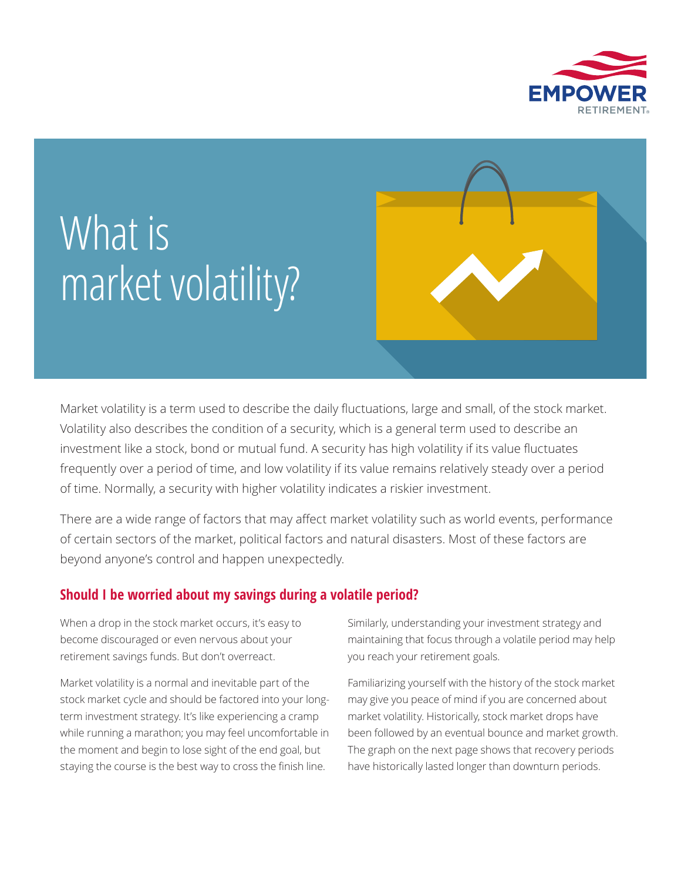# What is market volatility?

Market volatility is a term used to describe the daily fluctuations, large and small, of the stock market. Volatility also describes the condition of a security, which is a general term used to describe an investment like a stock, bond or mutual fund. A security has high volatility if its value fluctuates frequently over a period of time, and low volatility if its value remains relatively steady over a period of time. Normally, a security with higher volatility indicates a riskier investment.

There are a wide range of factors that may affect market volatility such as world events, performance of certain sectors of the market, political factors and natural disasters. Most of these factors are beyond anyone's control and happen unexpectedly.

## Should I be worried about my savings during a volatile period?

When a drop in the stock market occurs, it's easy to become discouraged or even nervous about your retirement savings funds. But don't overreact.

Market volatility is a normal and inevitable part of the stock market cycle and should be factored into your long-term investment strategy. It's like experiencing a cramp while running a marathon; you may feel uncomfortable in the moment and begin to lose sight of the end goal, but staying the course is the best way to cross the finish line.

Similarly, understanding your investment strategy and maintaining that focus through a volatile period may help you reach your retirement goals.

Familiarizing yourself with the history of the stock market may give you peace of mind if you are concerned about market volatility. Historically, stock market drops have been followed by an eventual bounce and market growth. The graph on the next page shows that recovery periods have historically lasted longer than downturn periods.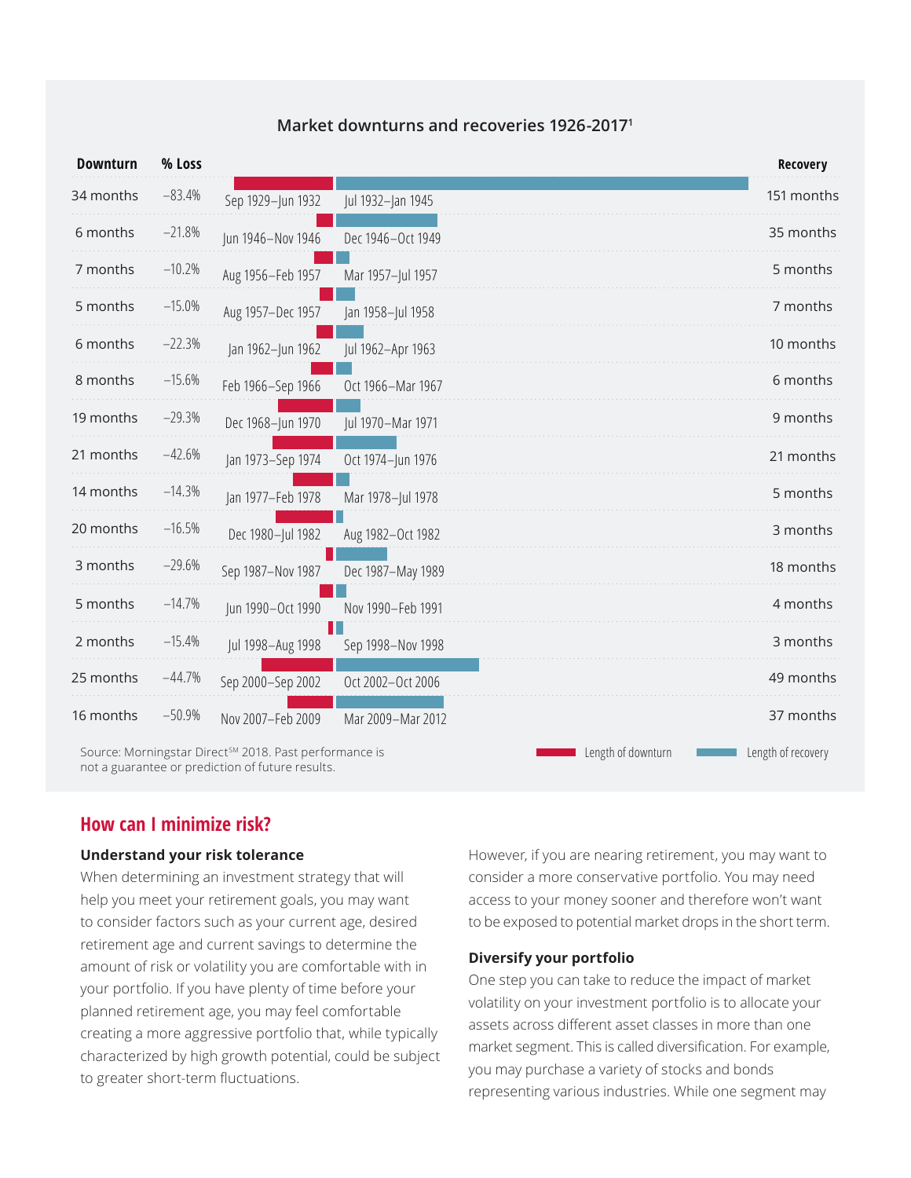### Market downturns and recoveries 1926-2017[1]

| Downturn | % Loss | Downturn period | Recovery period | Recovery |
|---|---|---|---|---|
| 34 months | –83.4% | Sep 1929–Jun 1932 | Jul 1932–Jan 1945 | 151 months |
| 6 months | –21.8% | Jun 1946–Nov 1946 | Dec 1946–Oct 1949 | 35 months |
| 7 months | –10.2% | Aug 1956–Feb 1957 | Mar 1957–Jul 1957 | 5 months |
| 5 months | –15.0% | Aug 1957–Dec 1957 | Jan 1958–Jul 1958 | 7 months |
| 6 months | –22.3% | Jan 1962–Jun 1962 | Jul 1962–Apr 1963 | 10 months |
| 8 months | –15.6% | Feb 1966–Sep 1966 | Oct 1966–Mar 1967 | 6 months |
| 19 months | –29.3% | Dec 1968–Jun 1970 | Jul 1970–Mar 1971 | 9 months |
| 21 months | –42.6% | Jan 1973–Sep 1974 | Oct 1974–Jun 1976 | 21 months |
| 14 months | –14.3% | Jan 1977–Feb 1978 | Mar 1978–Jul 1978 | 5 months |
| 20 months | –16.5% | Dec 1980–Jul 1982 | Aug 1982–Oct 1982 | 3 months |
| 3 months | –29.6% | Sep 1987–Nov 1987 | Dec 1987–May 1989 | 18 months |
| 5 months | –14.7% | Jun 1990–Oct 1990 | Nov 1990–Feb 1991 | 4 months |
| 2 months | –15.4% | Jul 1998–Aug 1998 | Sep 1998–Nov 1998 | 3 months |
| 25 months | –44.7% | Sep 2000–Sep 2002 | Oct 2002–Oct 2006 | 49 months |
| 16 months | –50.9% | Nov 2007–Feb 2009 | Mar 2009–Mar 2012 | 37 months |

Length of downturn | Length of recovery

Source: Morningstar Direct℠ 2018. Past performance is not a guarantee or prediction of future results.

## How can I minimize risk?

**Understand your risk tolerance**

When determining an investment strategy that will help you meet your retirement goals, you may want to consider factors such as your current age, desired retirement age and current savings to determine the amount of risk or volatility you are comfortable with in your portfolio. If you have plenty of time before your planned retirement age, you may feel comfortable creating a more aggressive portfolio that, while typically characterized by high growth potential, could be subject to greater short-term fluctuations.

However, if you are nearing retirement, you may want to consider a more conservative portfolio. You may need access to your money sooner and therefore won't want to be exposed to potential market drops in the short term.

**Diversify your portfolio**

One step you can take to reduce the impact of market volatility on your investment portfolio is to allocate your assets across different asset classes in more than one market segment. This is called diversification. For example, you may purchase a variety of stocks and bonds representing various industries. While one segment may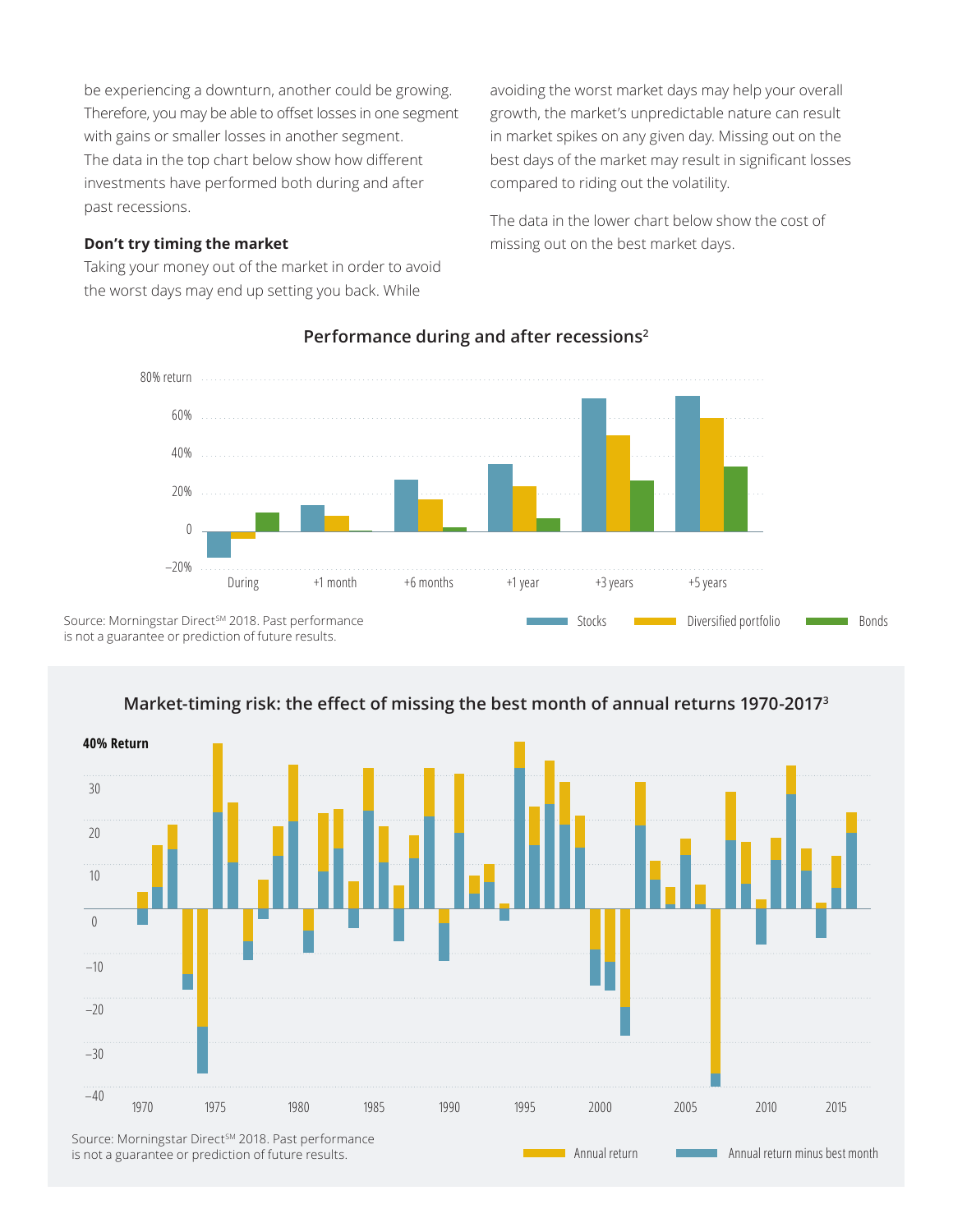be experiencing a downturn, another could be growing. Therefore, you may be able to offset losses in one segment with gains or smaller losses in another segment. The data in the top chart below show how different investments have performed both during and after past recessions.

**Don't try timing the market**

Taking your money out of the market in order to avoid the worst days may end up setting you back. While avoiding the worst market days may help your overall growth, the market's unpredictable nature can result in market spikes on any given day. Missing out on the best days of the market may result in significant losses compared to riding out the volatility.

The data in the lower chart below show the cost of missing out on the best market days.

**Performance during and after recessions[2]**

Source: Morningstar Direct℠ 2018. Past performance is not a guarantee or prediction of future results.

**Market-timing risk: the effect of missing the best month of annual returns 1970-2017[3]**

Source: Morningstar Direct℠ 2018. Past performance is not a guarantee or prediction of future results.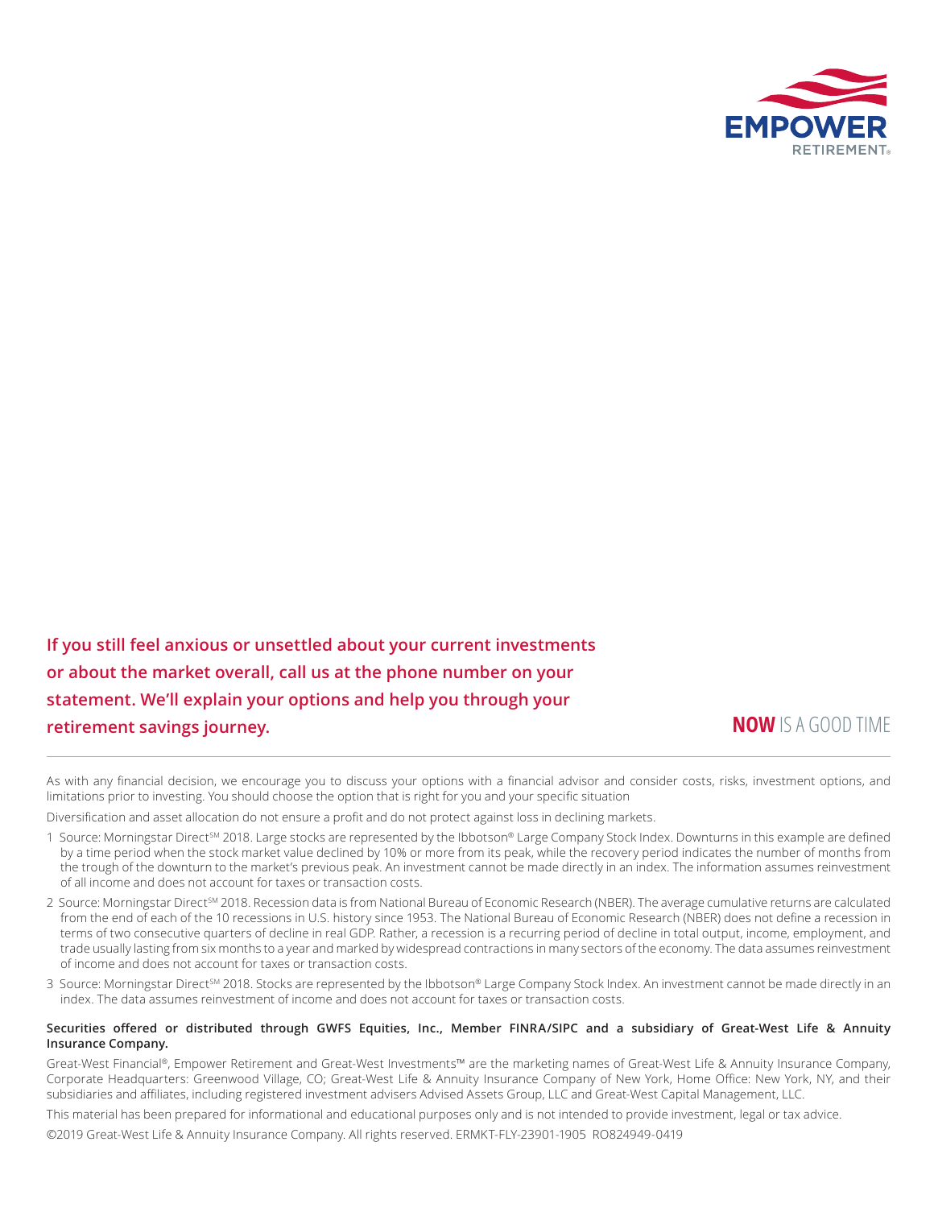EMPOWER RETIREMENT®

**If you still feel anxious or unsettled about your current investments or about the market overall, call us at the phone number on your statement. We'll explain your options and help you through your retirement savings journey.**

**NOW** IS A GOOD TIME

As with any financial decision, we encourage you to discuss your options with a financial advisor and consider costs, risks, investment options, and limitations prior to investing. You should choose the option that is right for you and your specific situation

Diversification and asset allocation do not ensure a profit and do not protect against loss in declining markets.

1 Source: Morningstar Direct℠ 2018. Large stocks are represented by the Ibbotson® Large Company Stock Index. Downturns in this example are defined by a time period when the stock market value declined by 10% or more from its peak, while the recovery period indicates the number of months from the trough of the downturn to the market's previous peak. An investment cannot be made directly in an index. The information assumes reinvestment of all income and does not account for taxes or transaction costs.

2 Source: Morningstar Direct℠ 2018. Recession data is from National Bureau of Economic Research (NBER). The average cumulative returns are calculated from the end of each of the 10 recessions in U.S. history since 1953. The National Bureau of Economic Research (NBER) does not define a recession in terms of two consecutive quarters of decline in real GDP. Rather, a recession is a recurring period of decline in total output, income, employment, and trade usually lasting from six months to a year and marked by widespread contractions in many sectors of the economy. The data assumes reinvestment of income and does not account for taxes or transaction costs.

3 Source: Morningstar Direct℠ 2018. Stocks are represented by the Ibbotson® Large Company Stock Index. An investment cannot be made directly in an index. The data assumes reinvestment of income and does not account for taxes or transaction costs.

**Securities offered or distributed through GWFS Equities, Inc., Member FINRA/SIPC and a subsidiary of Great-West Life & Annuity Insurance Company.**

Great-West Financial®, Empower Retirement and Great-West Investments™ are the marketing names of Great-West Life & Annuity Insurance Company, Corporate Headquarters: Greenwood Village, CO; Great-West Life & Annuity Insurance Company of New York, Home Office: New York, NY, and their subsidiaries and affiliates, including registered investment advisers Advised Assets Group, LLC and Great-West Capital Management, LLC.

This material has been prepared for informational and educational purposes only and is not intended to provide investment, legal or tax advice.

©2019 Great-West Life & Annuity Insurance Company. All rights reserved. ERMKT-FLY-23901-1905 RO824949-0419